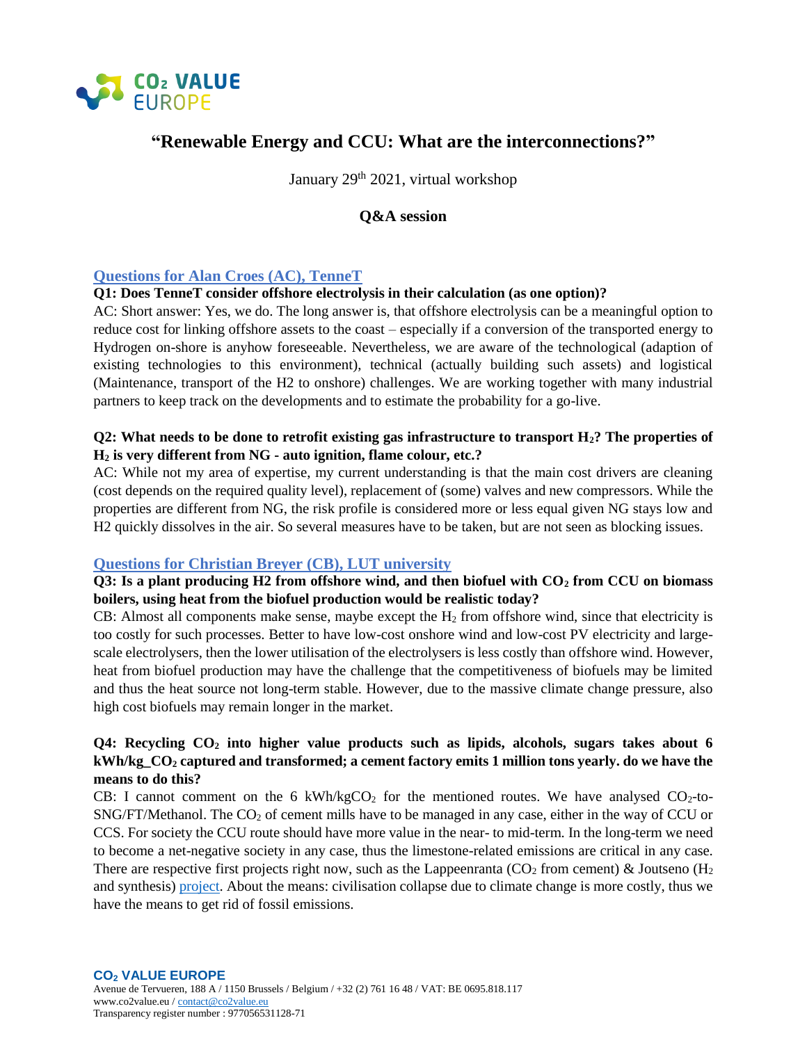# "Renewable Energy and CCU: What are the interconnections?"

January 29th 2021, virtual workshop

## Q&A session

### Questions for Alan Croes (AC), TenneT

**Q1: Does TenneT consider offshore electrolysis in their calculation (as one option)?**

AC: Short answer: Yes, we do. The long answer is, that offshore electrolysis can be a meaningful option to reduce cost for linking offshore assets to the coast – especially if a conversion of the transported energy to Hydrogen on-shore is anyhow foreseeable. Nevertheless, we are aware of the technological (adaption of existing technologies to this environment), technical (actually building such assets) and logistical (Maintenance, transport of the H2 to onshore) challenges. We are working together with many industrial partners to keep track on the developments and to estimate the probability for a go-live.

**Q2: What needs to be done to retrofit existing gas infrastructure to transport $H_2$? The properties of $H_2$ is very different from NG - auto ignition, flame colour, etc.?**

AC: While not my area of expertise, my current understanding is that the main cost drivers are cleaning (cost depends on the required quality level), replacement of (some) valves and new compressors. While the properties are different from NG, the risk profile is considered more or less equal given NG stays low and H2 quickly dissolves in the air. So several measures have to be taken, but are not seen as blocking issues.

### Questions for Christian Breyer (CB), LUT university

**Q3: Is a plant producing H2 from offshore wind, and then biofuel with $CO_2$ from CCU on biomass boilers, using heat from the biofuel production would be realistic today?**

CB: Almost all components make sense, maybe except the $H_2$ from offshore wind, since that electricity is too costly for such processes. Better to have low-cost onshore wind and low-cost PV electricity and large-scale electrolysers, then the lower utilisation of the electrolysers is less costly than offshore wind. However, heat from biofuel production may have the challenge that the competitiveness of biofuels may be limited and thus the heat source not long-term stable. However, due to the massive climate change pressure, also high cost biofuels may remain longer in the market.

**Q4: Recycling $CO_2$ into higher value products such as lipids, alcohols, sugars takes about 6 kWh/kg_$CO_2$ captured and transformed; a cement factory emits 1 million tons yearly. do we have the means to do this?**

CB: I cannot comment on the 6 kWh/kg$CO_2$ for the mentioned routes. We have analysed $CO_2$-to-SNG/FT/Methanol. The $CO_2$ of cement mills have to be managed in any case, either in the way of CCU or CCS. For society the CCU route should have more value in the near- to mid-term. In the long-term we need to become a net-negative society in any case, thus the limestone-related emissions are critical in any case. There are respective first projects right now, such as the Lappeenranta ($CO_2$ from cement) & Joutseno ($H_2$ and synthesis) project. About the means: civilisation collapse due to climate change is more costly, thus we have the means to get rid of fossil emissions.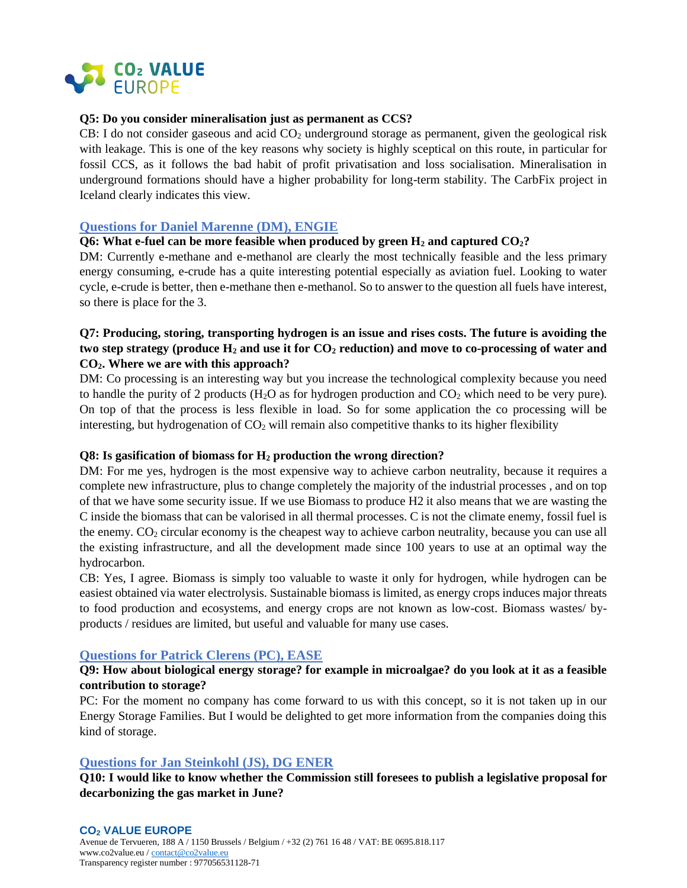**Q5: Do you consider mineralisation just as permanent as CCS?**

CB: I do not consider gaseous and acid $CO_2$ underground storage as permanent, given the geological risk with leakage. This is one of the key reasons why society is highly sceptical on this route, in particular for fossil CCS, as it follows the bad habit of profit privatisation and loss socialisation. Mineralisation in underground formations should have a higher probability for long-term stability. The CarbFix project in Iceland clearly indicates this view.

## Questions for Daniel Marenne (DM), ENGIE

**Q6: What e-fuel can be more feasible when produced by green $H_2$ and captured $CO_2$?**

DM: Currently e-methane and e-methanol are clearly the most technically feasible and the less primary energy consuming, e-crude has a quite interesting potential especially as aviation fuel. Looking to water cycle, e-crude is better, then e-methane then e-methanol. So to answer to the question all fuels have interest, so there is place for the 3.

**Q7: Producing, storing, transporting hydrogen is an issue and rises costs. The future is avoiding the two step strategy (produce $H_2$ and use it for $CO_2$ reduction) and move to co-processing of water and $CO_2$. Where we are with this approach?**

DM: Co processing is an interesting way but you increase the technological complexity because you need to handle the purity of 2 products ($H_2O$ as for hydrogen production and $CO_2$ which need to be very pure). On top of that the process is less flexible in load. So for some application the co processing will be interesting, but hydrogenation of $CO_2$ will remain also competitive thanks to its higher flexibility

**Q8: Is gasification of biomass for $H_2$ production the wrong direction?**

DM: For me yes, hydrogen is the most expensive way to achieve carbon neutrality, because it requires a complete new infrastructure, plus to change completely the majority of the industrial processes , and on top of that we have some security issue. If we use Biomass to produce H2 it also means that we are wasting the C inside the biomass that can be valorised in all thermal processes. C is not the climate enemy, fossil fuel is the enemy. $CO_2$ circular economy is the cheapest way to achieve carbon neutrality, because you can use all the existing infrastructure, and all the development made since 100 years to use at an optimal way the hydrocarbon.

CB: Yes, I agree. Biomass is simply too valuable to waste it only for hydrogen, while hydrogen can be easiest obtained via water electrolysis. Sustainable biomass is limited, as energy crops induces major threats to food production and ecosystems, and energy crops are not known as low-cost. Biomass wastes/ by-products / residues are limited, but useful and valuable for many use cases.

## Questions for Patrick Clerens (PC), EASE

**Q9: How about biological energy storage? for example in microalgae? do you look at it as a feasible contribution to storage?**

PC: For the moment no company has come forward to us with this concept, so it is not taken up in our Energy Storage Families. But I would be delighted to get more information from the companies doing this kind of storage.

## Questions for Jan Steinkohl (JS), DG ENER

**Q10: I would like to know whether the Commission still foresees to publish a legislative proposal for decarbonizing the gas market in June?**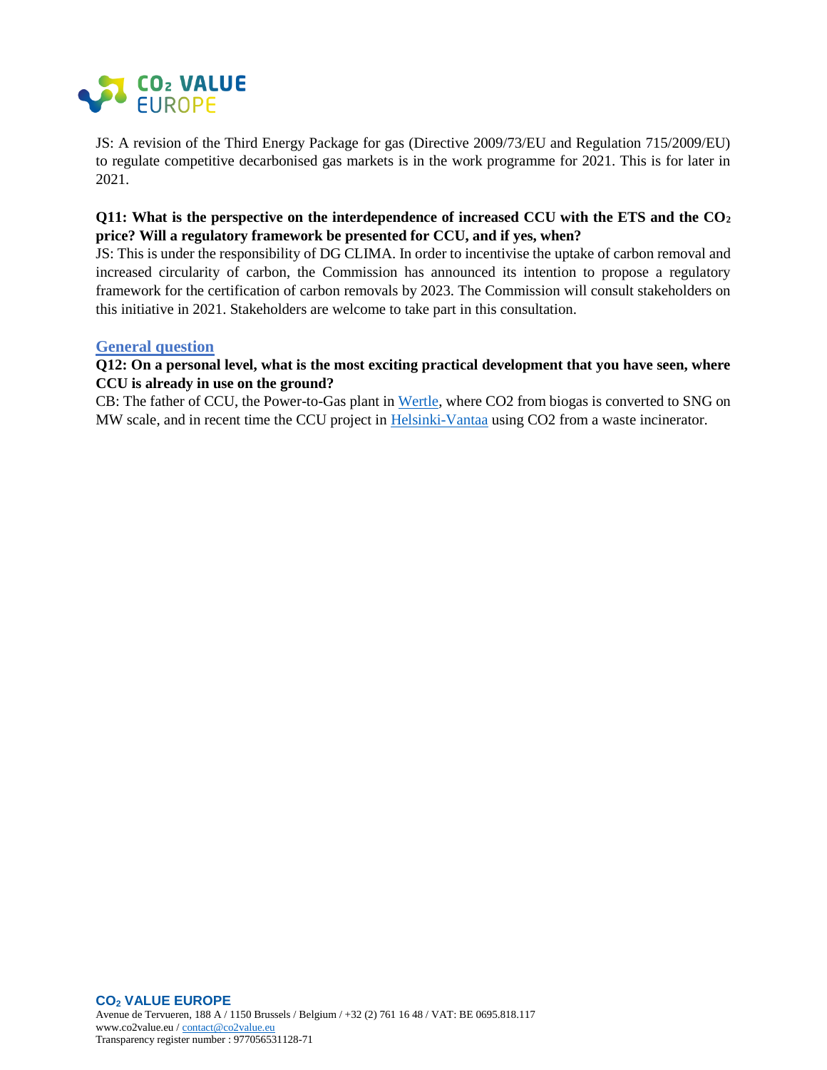JS: A revision of the Third Energy Package for gas (Directive 2009/73/EU and Regulation 715/2009/EU) to regulate competitive decarbonised gas markets is in the work programme for 2021. This is for later in 2021.

**Q11: What is the perspective on the interdependence of increased CCU with the ETS and the $CO_2$ price? Will a regulatory framework be presented for CCU, and if yes, when?**

JS: This is under the responsibility of DG CLIMA. In order to incentivise the uptake of carbon removal and increased circularity of carbon, the Commission has announced its intention to propose a regulatory framework for the certification of carbon removals by 2023. The Commission will consult stakeholders on this initiative in 2021. Stakeholders are welcome to take part in this consultation.

## General question

**Q12: On a personal level, what is the most exciting practical development that you have seen, where CCU is already in use on the ground?**

CB: The father of CCU, the Power-to-Gas plant in Wertle, where CO2 from biogas is converted to SNG on MW scale, and in recent time the CCU project in Helsinki-Vantaa using CO2 from a waste incinerator.